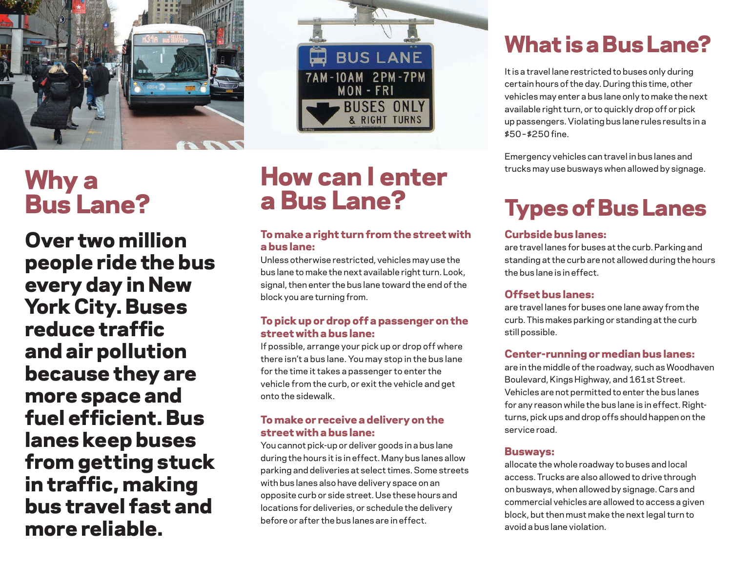# What is a Bus Lane?

It is a travel lane restricted to buses only during certain hours of the day. During this time, other vehicles may enter a bus lane only to make the next available right turn, or to quickly drop off or pick up passengers. Violating bus lane rules results in a $50-$250 fine.

Emergency vehicles can travel in bus lanes and trucks may use busways when allowed by signage.

# Why a Bus Lane?

**Over two million people ride the bus every day in New York City. Buses reduce traffic and air pollution because they are more space and fuel efficient. Bus lanes keep buses from getting stuck in traffic, making bus travel fast and more reliable.**

# How can I enter a Bus Lane?

### To make a right turn from the street with a bus lane:

Unless otherwise restricted, vehicles may use the bus lane to make the next available right turn. Look, signal, then enter the bus lane toward the end of the block you are turning from.

### To pick up or drop off a passenger on the street with a bus lane:

If possible, arrange your pick up or drop off where there isn't a bus lane. You may stop in the bus lane for the time it takes a passenger to enter the vehicle from the curb, or exit the vehicle and get onto the sidewalk.

### To make or receive a delivery on the street with a bus lane:

You cannot pick-up or deliver goods in a bus lane during the hours it is in effect. Many bus lanes allow parking and deliveries at select times. Some streets with bus lanes also have delivery space on an opposite curb or side street. Use these hours and locations for deliveries, or schedule the delivery before or after the bus lanes are in effect.

# Types of Bus Lanes

### Curbside bus lanes:

are travel lanes for buses at the curb. Parking and standing at the curb are not allowed during the hours the bus lane is in effect.

### Offset bus lanes:

are travel lanes for buses one lane away from the curb. This makes parking or standing at the curb still possible.

### Center-running or median bus lanes:

are in the middle of the roadway, such as Woodhaven Boulevard, Kings Highway, and 161st Street. Vehicles are not permitted to enter the bus lanes for any reason while the bus lane is in effect. Right-turns, pick ups and drop offs should happen on the service road.

### Busways:

allocate the whole roadway to buses and local access. Trucks are also allowed to drive through on busways, when allowed by signage. Cars and commercial vehicles are allowed to access a given block, but then must make the next legal turn to avoid a bus lane violation.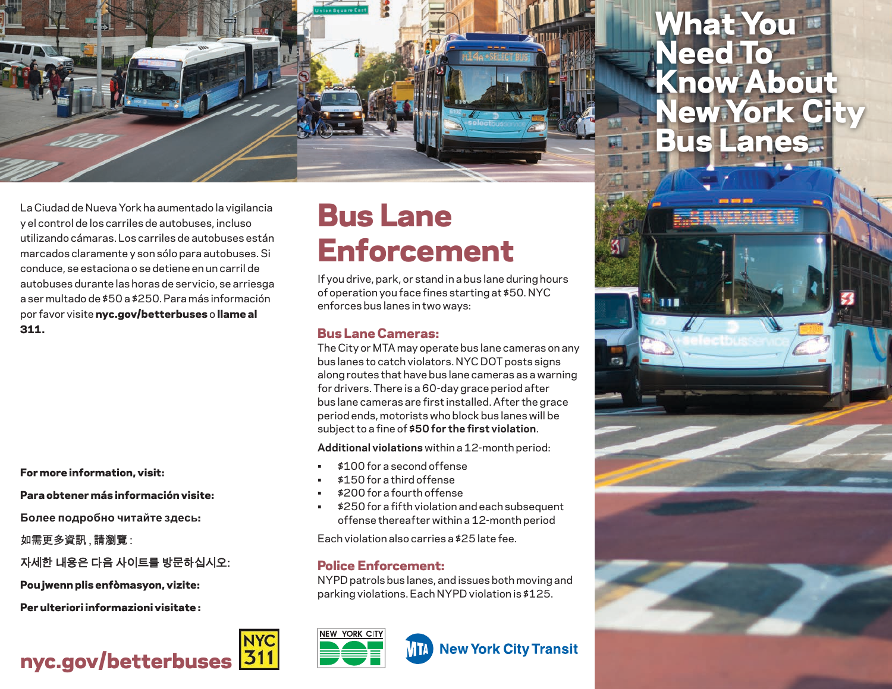La Ciudad de Nueva York ha aumentado la vigilancia y el control de los carriles de autobuses, incluso utilizando cámaras. Los carriles de autobuses están marcados claramente y son sólo para autobuses. Si conduce, se estaciona o se detiene en un carril de autobuses durante las horas de servicio, se arriesga a ser multado de $50 a $250. Para más información por favor visite **nyc.gov/betterbuses** o **llame al 311.**

**For more information, visit:**

**Para obtener más información visite:**

**Более подробно читайте здесь:**

**如需更多資訊，請瀏覽：**

**자세한 내용은 다음 사이트를 방문하십시오:**

**Pou jwenn plis enfòmasyon, vizite:**

**Per ulteriori informazioni visitate:**

**nyc.gov/betterbuses**

NYC 311

# Bus Lane Enforcement

If you drive, park, or stand in a bus lane during hours of operation you face fines starting at $50. NYC enforces bus lanes in two ways:

### Bus Lane Cameras:

The City or MTA may operate bus lane cameras on any bus lanes to catch violators. NYC DOT posts signs along routes that have bus lane cameras as a warning for drivers. There is a 60-day grace period after bus lane cameras are first installed. After the grace period ends, motorists who block bus lanes will be subject to a fine of **$50 for the first violation**.

**Additional violations** within a 12-month period:

- $100 for a second offense
- $150 for a third offense
- $200 for a fourth offense
- $250 for a fifth violation and each subsequent offense thereafter within a 12-month period

Each violation also carries a $25 late fee.

### Police Enforcement:

NYPD patrols bus lanes, and issues both moving and parking violations. Each NYPD violation is $125.

NEW YORK CITY DOT

MTA New York City Transit

# What You Need To Know About New York City Bus Lanes